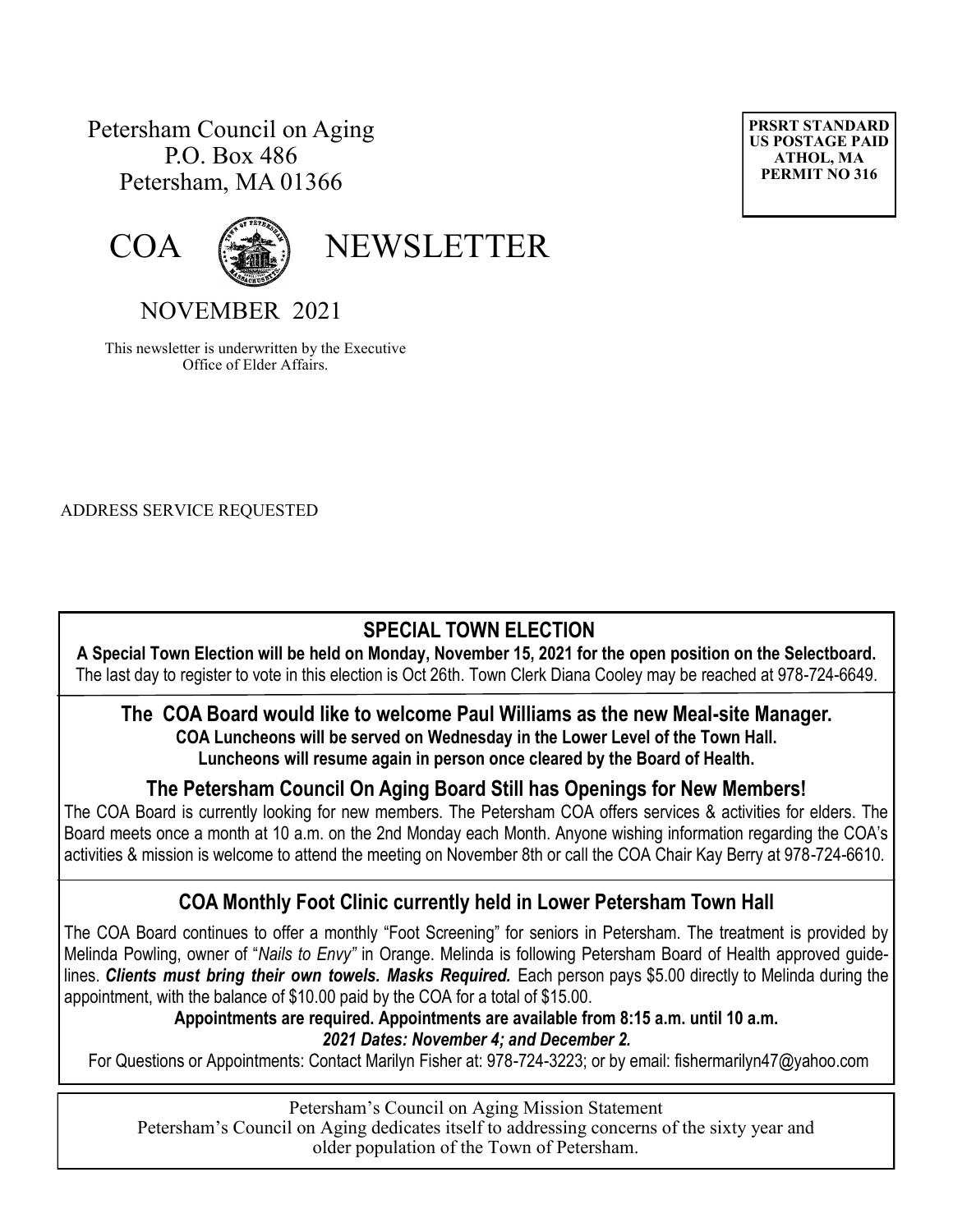Petersham Council on Aging
P.O. Box 486
Petersham, MA 01366

**PRSRT STANDARD**
**US POSTAGE PAID**
**ATHOL, MA**
**PERMIT NO 316**

# COA NEWSLETTER

## NOVEMBER 2021

This newsletter is underwritten by the Executive Office of Elder Affairs.

ADDRESS SERVICE REQUESTED

## SPECIAL TOWN ELECTION

**A Special Town Election will be held on Monday, November 15, 2021 for the open position on the Selectboard.**
The last day to register to vote in this election is Oct 26th. Town Clerk Diana Cooley may be reached at 978-724-6649.

## The COA Board would like to welcome Paul Williams as the new Meal-site Manager.

**COA Luncheons will be served on Wednesday in the Lower Level of the Town Hall.**
**Luncheons will resume again in person once cleared by the Board of Health.**

## The Petersham Council On Aging Board Still has Openings for New Members!

The COA Board is currently looking for new members. The Petersham COA offers services & activities for elders. The Board meets once a month at 10 a.m. on the 2nd Monday each Month. Anyone wishing information regarding the COA's activities & mission is welcome to attend the meeting on November 8th or call the COA Chair Kay Berry at 978-724-6610.

## COA Monthly Foot Clinic currently held in Lower Petersham Town Hall

The COA Board continues to offer a monthly "Foot Screening" for seniors in Petersham. The treatment is provided by Melinda Powling, owner of "*Nails to Envy"* in Orange. Melinda is following Petersham Board of Health approved guidelines. ***Clients must bring their own towels. Masks Required.*** Each person pays $5.00 directly to Melinda during the appointment, with the balance of $10.00 paid by the COA for a total of $15.00.

**Appointments are required. Appointments are available from 8:15 a.m. until 10 a.m.**
***2021 Dates: November 4; and December 2.***

For Questions or Appointments: Contact Marilyn Fisher at: 978-724-3223; or by email: fishermarilyn47@yahoo.com

Petersham's Council on Aging Mission Statement
Petersham's Council on Aging dedicates itself to addressing concerns of the sixty year and older population of the Town of Petersham.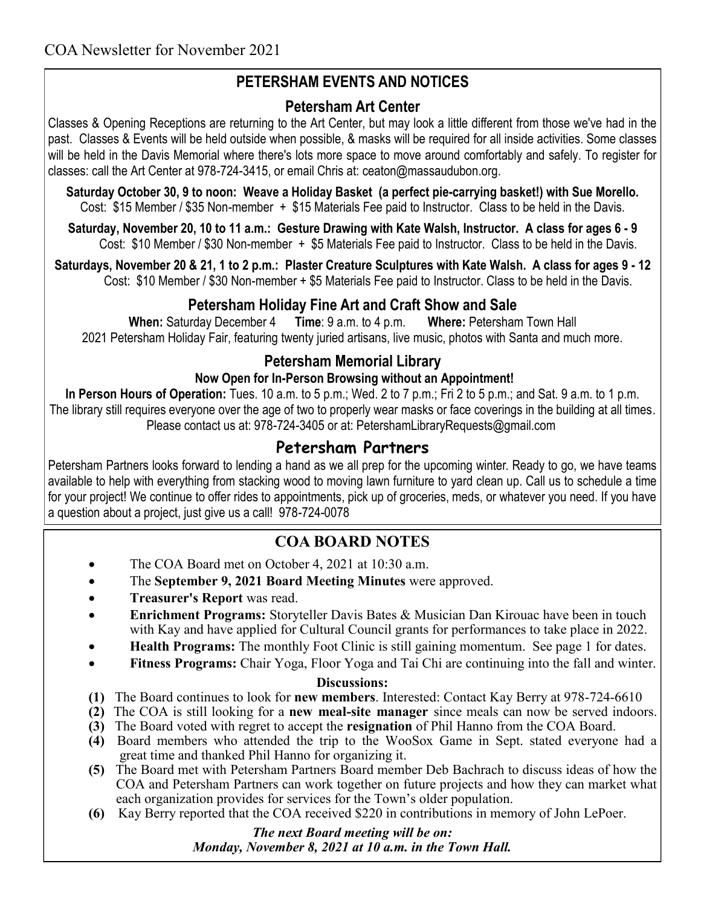# PETERSHAM EVENTS AND NOTICES

## Petersham Art Center

Classes & Opening Receptions are returning to the Art Center, but may look a little different from those we've had in the past. Classes & Events will be held outside when possible, & masks will be required for all inside activities. Some classes will be held in the Davis Memorial where there's lots more space to move around comfortably and safely. To register for classes: call the Art Center at 978-724-3415, or email Chris at: ceaton@massaudubon.org.

**Saturday October 30, 9 to noon: Weave a Holiday Basket (a perfect pie-carrying basket!) with Sue Morello.**
Cost: $15 Member / $35 Non-member + $15 Materials Fee paid to Instructor. Class to be held in the Davis.

**Saturday, November 20, 10 to 11 a.m.: Gesture Drawing with Kate Walsh, Instructor. A class for ages 6 - 9**
Cost: $10 Member / $30 Non-member + $5 Materials Fee paid to Instructor. Class to be held in the Davis.

**Saturdays, November 20 & 21, 1 to 2 p.m.: Plaster Creature Sculptures with Kate Walsh. A class for ages 9 - 12**
Cost: $10 Member / $30 Non-member + $5 Materials Fee paid to Instructor. Class to be held in the Davis.

## Petersham Holiday Fine Art and Craft Show and Sale

**When:** Saturday December 4 **Time**: 9 a.m. to 4 p.m. **Where:** Petersham Town Hall
2021 Petersham Holiday Fair, featuring twenty juried artisans, live music, photos with Santa and much more.

## Petersham Memorial Library

**Now Open for In-Person Browsing without an Appointment!**

**In Person Hours of Operation:** Tues. 10 a.m. to 5 p.m.; Wed. 2 to 7 p.m.; Fri 2 to 5 p.m.; and Sat. 9 a.m. to 1 p.m.
The library still requires everyone over the age of two to properly wear masks or face coverings in the building at all times.
Please contact us at: 978-724-3405 or at: PetershamLibraryRequests@gmail.com

## Petersham Partners

Petersham Partners looks forward to lending a hand as we all prep for the upcoming winter. Ready to go, we have teams available to help with everything from stacking wood to moving lawn furniture to yard clean up. Call us to schedule a time for your project! We continue to offer rides to appointments, pick up of groceries, meds, or whatever you need. If you have a question about a project, just give us a call! 978-724-0078

# COA BOARD NOTES

- The COA Board met on October 4, 2021 at 10:30 a.m.
- The **September 9, 2021 Board Meeting Minutes** were approved.
- **Treasurer's Report** was read.
- **Enrichment Programs:** Storyteller Davis Bates & Musician Dan Kirouac have been in touch with Kay and have applied for Cultural Council grants for performances to take place in 2022.
- **Health Programs:** The monthly Foot Clinic is still gaining momentum. See page 1 for dates.
- **Fitness Programs:** Chair Yoga, Floor Yoga and Tai Chi are continuing into the fall and winter.

**Discussions:**

**(1)** The Board continues to look for **new members**. Interested: Contact Kay Berry at 978-724-6610
**(2)** The COA is still looking for a **new meal-site manager** since meals can now be served indoors.
**(3)** The Board voted with regret to accept the **resignation** of Phil Hanno from the COA Board.
**(4)** Board members who attended the trip to the WooSox Game in Sept. stated everyone had a great time and thanked Phil Hanno for organizing it.
**(5)** The Board met with Petersham Partners Board member Deb Bachrach to discuss ideas of how the COA and Petersham Partners can work together on future projects and how they can market what each organization provides for services for the Town's older population.
**(6)** Kay Berry reported that the COA received $220 in contributions in memory of John LePoer.

***The next Board meeting will be on:***
***Monday, November 8, 2021 at 10 a.m. in the Town Hall.***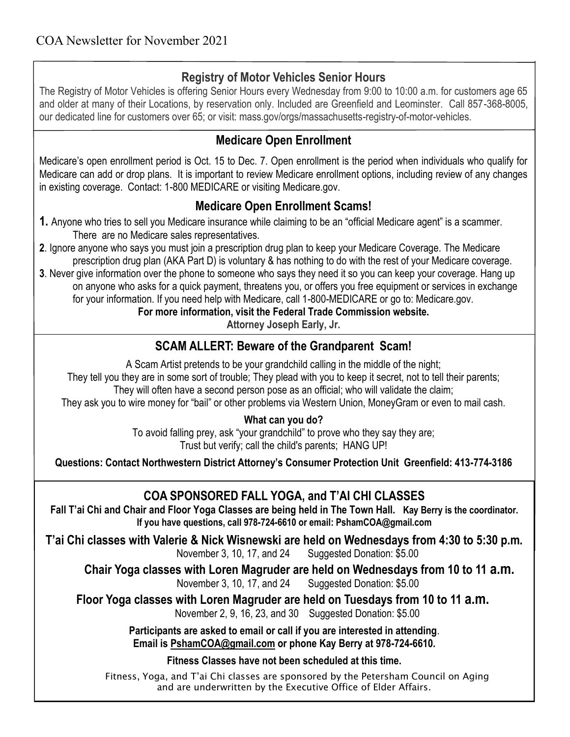COA Newsletter for November 2021

## Registry of Motor Vehicles Senior Hours

The Registry of Motor Vehicles is offering Senior Hours every Wednesday from 9:00 to 10:00 a.m. for customers age 65 and older at many of their Locations, by reservation only. Included are Greenfield and Leominster. Call 857-368-8005, our dedicated line for customers over 65; or visit: mass.gov/orgs/massachusetts-registry-of-motor-vehicles.

## Medicare Open Enrollment

Medicare's open enrollment period is Oct. 15 to Dec. 7. Open enrollment is the period when individuals who qualify for Medicare can add or drop plans. It is important to review Medicare enrollment options, including review of any changes in existing coverage. Contact: 1-800 MEDICARE or visiting Medicare.gov.

## Medicare Open Enrollment Scams!

**1.** Anyone who tries to sell you Medicare insurance while claiming to be an "official Medicare agent" is a scammer. There are no Medicare sales representatives.

**2**. Ignore anyone who says you must join a prescription drug plan to keep your Medicare Coverage. The Medicare prescription drug plan (AKA Part D) is voluntary & has nothing to do with the rest of your Medicare coverage.

**3**. Never give information over the phone to someone who says they need it so you can keep your coverage. Hang up on anyone who asks for a quick payment, threatens you, or offers you free equipment or services in exchange for your information. If you need help with Medicare, call 1-800-MEDICARE or go to: Medicare.gov.

**For more information, visit the Federal Trade Commission website.**

**Attorney Joseph Early, Jr.**

## SCAM ALLERT: Beware of the Grandparent Scam!

A Scam Artist pretends to be your grandchild calling in the middle of the night;
They tell you they are in some sort of trouble; They plead with you to keep it secret, not to tell their parents;
They will often have a second person pose as an official; who will validate the claim;
They ask you to wire money for "bail" or other problems via Western Union, MoneyGram or even to mail cash.

**What can you do?**

To avoid falling prey, ask "your grandchild" to prove who they say they are;
Trust but verify; call the child's parents; HANG UP!

**Questions: Contact Northwestern District Attorney's Consumer Protection Unit Greenfield: 413-774-3186**

## COA SPONSORED FALL YOGA, and T'AI CHI CLASSES

**Fall T'ai Chi and Chair and Floor Yoga Classes are being held in The Town Hall. Kay Berry is the coordinator. If you have questions, call 978-724-6610 or email: PshamCOA@gmail.com**

**T'ai Chi classes with Valerie & Nick Wisnewski are held on Wednesdays from 4:30 to 5:30 p.m.**
November 3, 10, 17, and 24 Suggested Donation: $5.00

**Chair Yoga classes with Loren Magruder are held on Wednesdays from 10 to 11 a.m.**
November 3, 10, 17, and 24 Suggested Donation: $5.00

**Floor Yoga classes with Loren Magruder are held on Tuesdays from 10 to 11 a.m.**
November 2, 9, 16, 23, and 30 Suggested Donation: $5.00

**Participants are asked to email or call if you are interested in attending.**
**Email is PshamCOA@gmail.com or phone Kay Berry at 978-724-6610.**

**Fitness Classes have not been scheduled at this time.**

Fitness, Yoga, and T'ai Chi classes are sponsored by the Petersham Council on Aging and are underwritten by the Executive Office of Elder Affairs.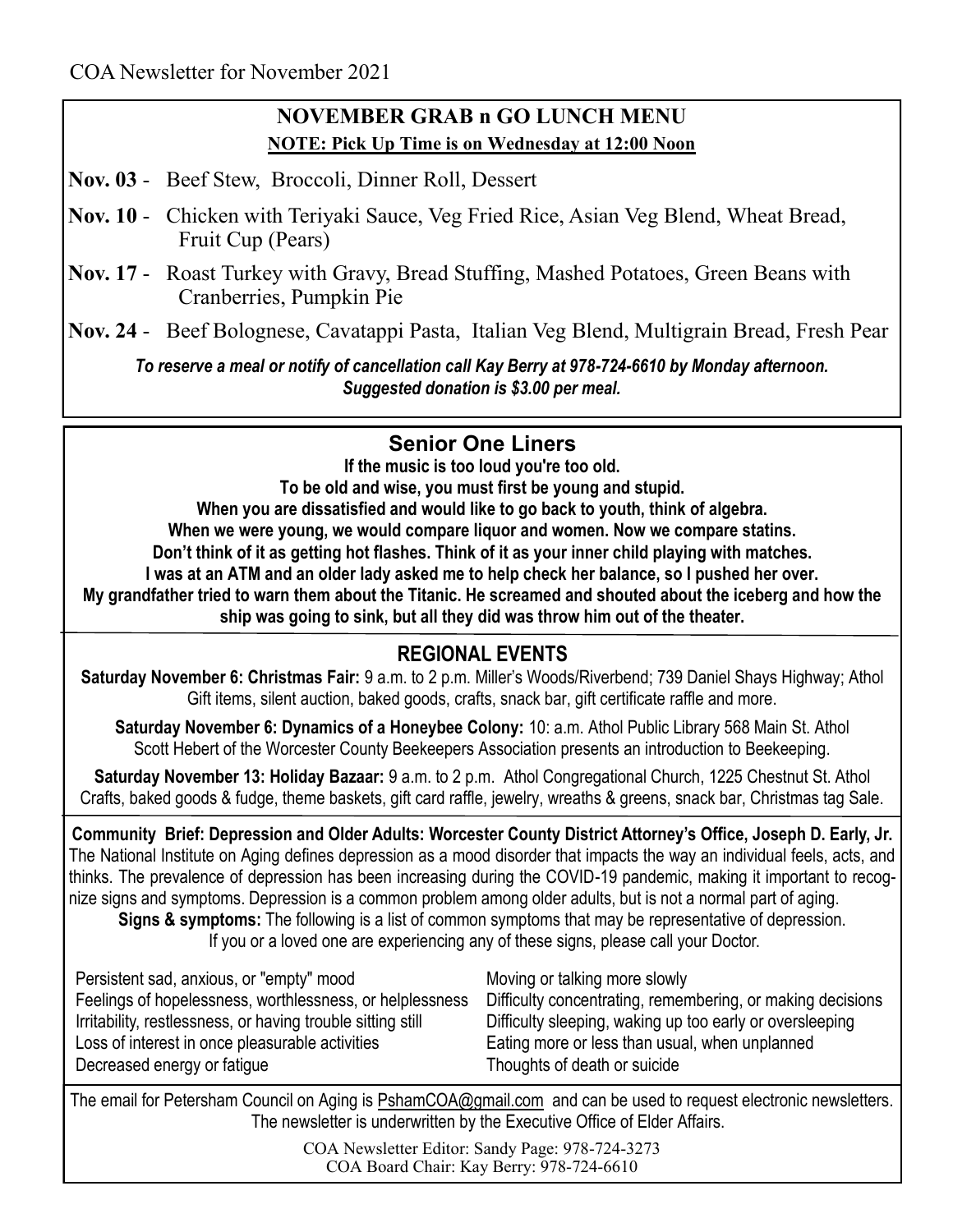COA Newsletter for November 2021

## NOVEMBER GRAB n GO LUNCH MENU

**NOTE: Pick Up Time is on Wednesday at 12:00 Noon**

**Nov. 03** - Beef Stew, Broccoli, Dinner Roll, Dessert

**Nov. 10** - Chicken with Teriyaki Sauce, Veg Fried Rice, Asian Veg Blend, Wheat Bread, Fruit Cup (Pears)

**Nov. 17** - Roast Turkey with Gravy, Bread Stuffing, Mashed Potatoes, Green Beans with Cranberries, Pumpkin Pie

**Nov. 24** - Beef Bolognese, Cavatappi Pasta, Italian Veg Blend, Multigrain Bread, Fresh Pear

***To reserve a meal or notify of cancellation call Kay Berry at 978-724-6610 by Monday afternoon. Suggested donation is $3.00 per meal.***

## Senior One Liners

**If the music is too loud you're too old.**

**To be old and wise, you must first be young and stupid.**

**When you are dissatisfied and would like to go back to youth, think of algebra.**

**When we were young, we would compare liquor and women. Now we compare statins.**

**Don't think of it as getting hot flashes. Think of it as your inner child playing with matches.**

**I was at an ATM and an older lady asked me to help check her balance, so I pushed her over.**

**My grandfather tried to warn them about the Titanic. He screamed and shouted about the iceberg and how the ship was going to sink, but all they did was throw him out of the theater.**

## REGIONAL EVENTS

**Saturday November 6: Christmas Fair:** 9 a.m. to 2 p.m. Miller's Woods/Riverbend; 739 Daniel Shays Highway; Athol Gift items, silent auction, baked goods, crafts, snack bar, gift certificate raffle and more.

**Saturday November 6: Dynamics of a Honeybee Colony:** 10: a.m. Athol Public Library 568 Main St. Athol Scott Hebert of the Worcester County Beekeepers Association presents an introduction to Beekeeping.

**Saturday November 13: Holiday Bazaar:** 9 a.m. to 2 p.m. Athol Congregational Church, 1225 Chestnut St. Athol Crafts, baked goods & fudge, theme baskets, gift card raffle, jewelry, wreaths & greens, snack bar, Christmas tag Sale.

**Community Brief: Depression and Older Adults: Worcester County District Attorney's Office, Joseph D. Early, Jr.** The National Institute on Aging defines depression as a mood disorder that impacts the way an individual feels, acts, and thinks. The prevalence of depression has been increasing during the COVID-19 pandemic, making it important to recognize signs and symptoms. Depression is a common problem among older adults, but is not a normal part of aging.

**Signs & symptoms:** The following is a list of common symptoms that may be representative of depression. If you or a loved one are experiencing any of these signs, please call your Doctor.

- Persistent sad, anxious, or "empty" mood
- Feelings of hopelessness, worthlessness, or helplessness
- Irritability, restlessness, or having trouble sitting still
- Loss of interest in once pleasurable activities
- Decreased energy or fatigue
- Moving or talking more slowly
- Difficulty concentrating, remembering, or making decisions
- Difficulty sleeping, waking up too early or oversleeping
- Eating more or less than usual, when unplanned
- Thoughts of death or suicide

The email for Petersham Council on Aging is PshamCOA@gmail.com and can be used to request electronic newsletters. The newsletter is underwritten by the Executive Office of Elder Affairs.

COA Newsletter Editor: Sandy Page: 978-724-3273
COA Board Chair: Kay Berry: 978-724-6610